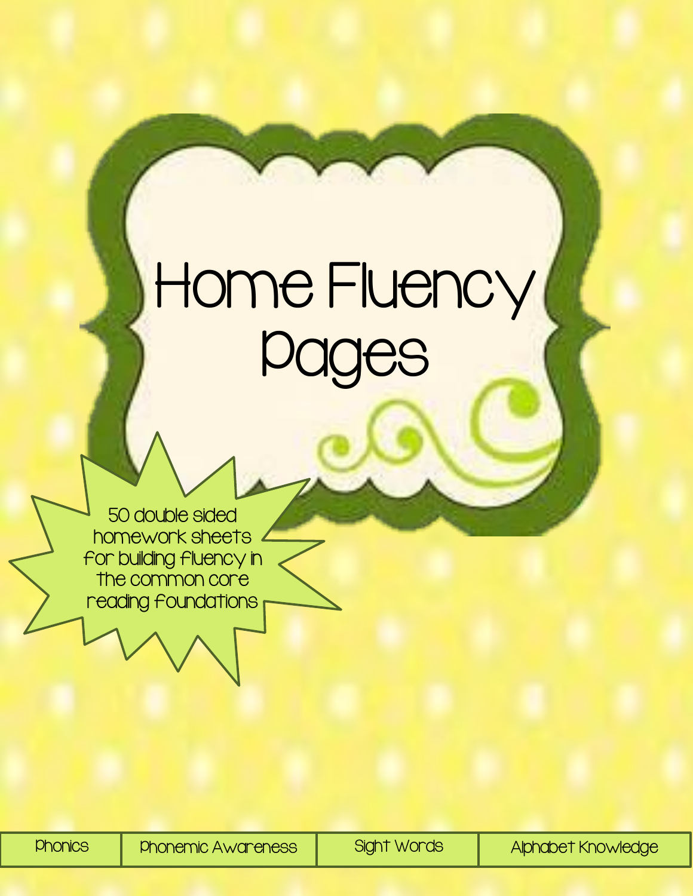# Home Fluency Pages

50 double sided homework sheets for building fluency in the common core reading foundations

| Phonics | Phonemic Awareness | Sight Words | Alphabet Knowledge |
|---|---|---|---|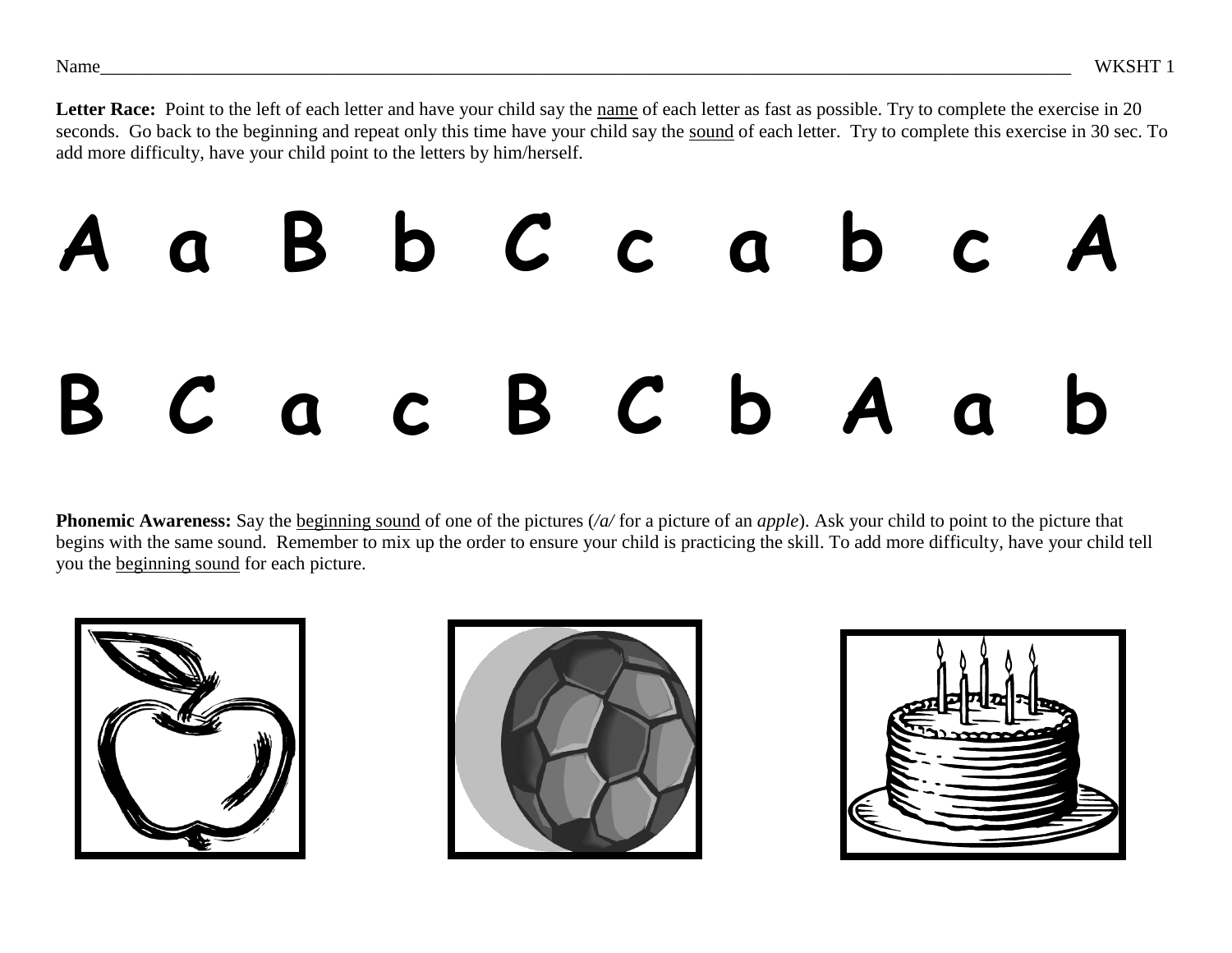Name_______________________________________________________________________________________________________ WKSHT 1

**Letter Race:** Point to the left of each letter and have your child say the name of each letter as fast as possible. Try to complete the exercise in 20 seconds. Go back to the beginning and repeat only this time have your child say the sound of each letter. Try to complete this exercise in 30 sec. To add more difficulty, have your child point to the letters by him/herself.

# A a B b C c a b c A

# B C a c B C b A a b

**Phonemic Awareness:** Say the beginning sound of one of the pictures (*/a/* for a picture of an *apple*). Ask your child to point to the picture that begins with the same sound. Remember to mix up the order to ensure your child is practicing the skill. To add more difficulty, have your child tell you the beginning sound for each picture.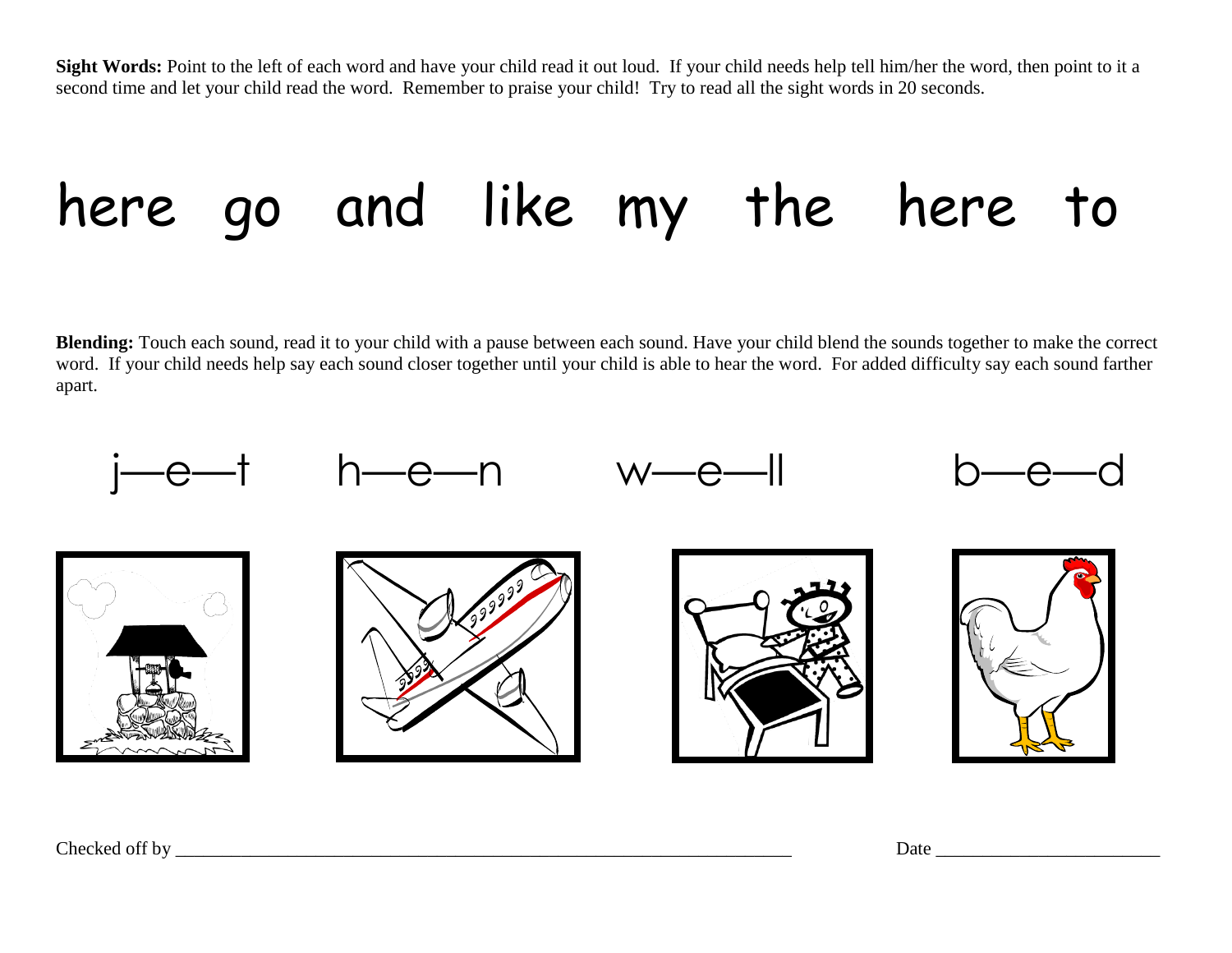**Sight Words:** Point to the left of each word and have your child read it out loud. If your child needs help tell him/her the word, then point to it a second time and let your child read the word. Remember to praise your child! Try to read all the sight words in 20 seconds.

# here go and like my the here to

**Blending:** Touch each sound, read it to your child with a pause between each sound. Have your child blend the sounds together to make the correct word. If your child needs help say each sound closer together until your child is able to hear the word. For added difficulty say each sound farther apart.

j—e—t h—e—n w—e—ll b—e—d

Checked off by ______________________________________________________________________ Date ________________________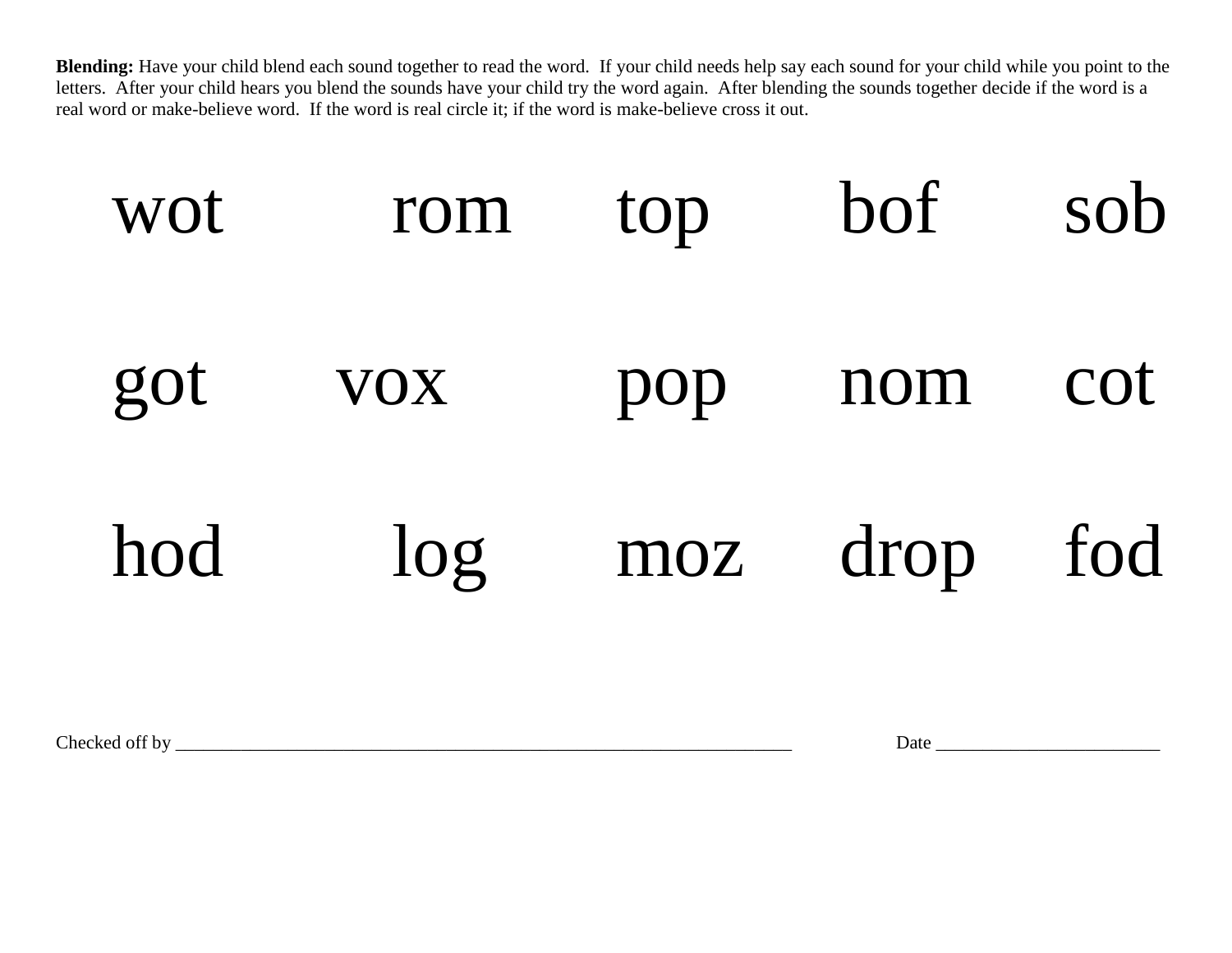**Blending:** Have your child blend each sound together to read the word. If your child needs help say each sound for your child while you point to the letters. After your child hears you blend the sounds have your child try the word again. After blending the sounds together decide if the word is a real word or make-believe word. If the word is real circle it; if the word is make-believe cross it out.

| | | | | |
|---|---|---|---|---|
| wot | rom | top | bof | sob |
| got | vox | pop | nom | cot |
| hod | log | moz | drop | fod |

Checked off by ______________________________________________________________________ Date ________________________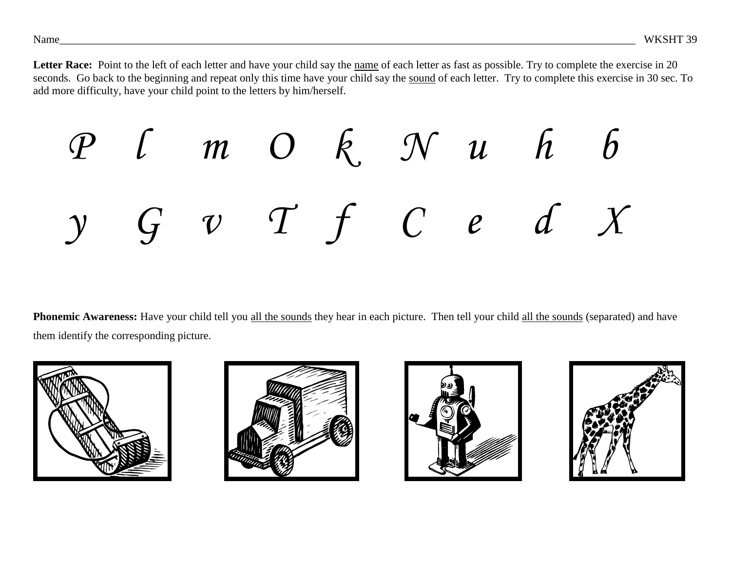Name_____________________________________________________________________________________________________ WKSHT 39

**Letter Race:** Point to the left of each letter and have your child say the name of each letter as fast as possible. Try to complete the exercise in 20 seconds. Go back to the beginning and repeat only this time have your child say the sound of each letter. Try to complete this exercise in 30 sec. To add more difficulty, have your child point to the letters by him/herself.

*P l m O k N u h b*

*y G v T f C e d X*

**Phonemic Awareness:** Have your child tell you all the sounds they hear in each picture. Then tell your child all the sounds (separated) and have them identify the corresponding picture.